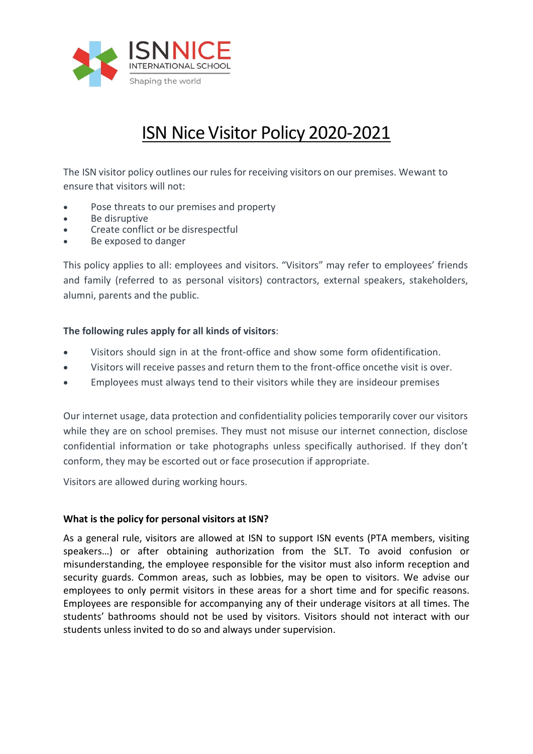ISNNICE
INTERNATIONAL SCHOOL
Shaping the world

# ISN Nice Visitor Policy 2020-2021

The ISN visitor policy outlines our rules for receiving visitors on our premises. Wewant to ensure that visitors will not:

- Pose threats to our premises and property
- Be disruptive
- Create conflict or be disrespectful
- Be exposed to danger

This policy applies to all: employees and visitors. "Visitors" may refer to employees' friends and family (referred to as personal visitors) contractors, external speakers, stakeholders, alumni, parents and the public.

**The following rules apply for all kinds of visitors**:

- Visitors should sign in at the front-office and show some form ofidentification.
- Visitors will receive passes and return them to the front-office oncethe visit is over.
- Employees must always tend to their visitors while they are insideour premises

Our internet usage, data protection and confidentiality policies temporarily cover our visitors while they are on school premises. They must not misuse our internet connection, disclose confidential information or take photographs unless specifically authorised. If they don't conform, they may be escorted out or face prosecution if appropriate.

Visitors are allowed during working hours.

**What is the policy for personal visitors at ISN?**

As a general rule, visitors are allowed at ISN to support ISN events (PTA members, visiting speakers…) or after obtaining authorization from the SLT. To avoid confusion or misunderstanding, the employee responsible for the visitor must also inform reception and security guards. Common areas, such as lobbies, may be open to visitors. We advise our employees to only permit visitors in these areas for a short time and for specific reasons. Employees are responsible for accompanying any of their underage visitors at all times. The students' bathrooms should not be used by visitors. Visitors should not interact with our students unless invited to do so and always under supervision.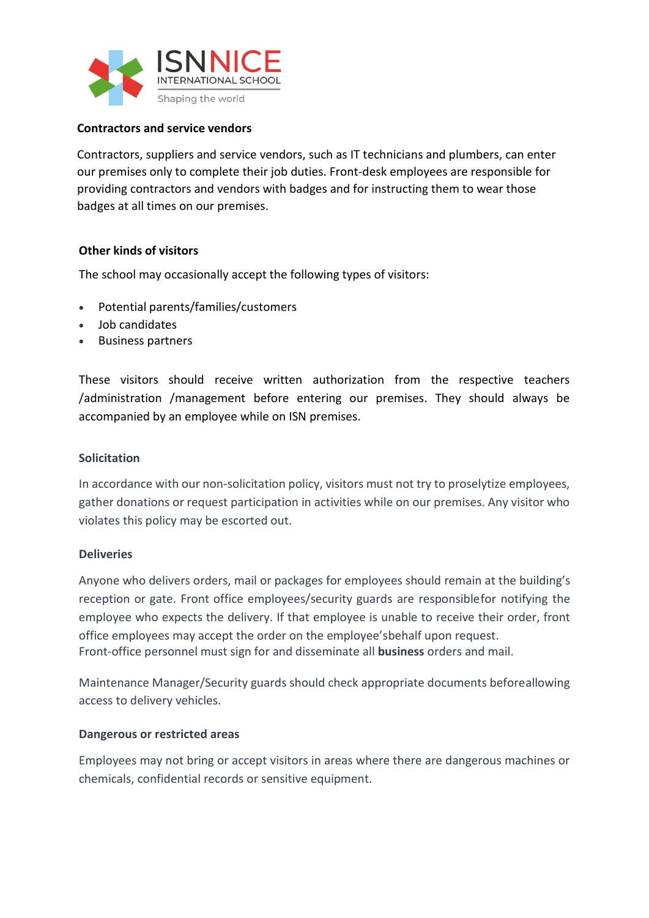**Contractors and service vendors**

Contractors, suppliers and service vendors, such as IT technicians and plumbers, can enter our premises only to complete their job duties. Front-desk employees are responsible for providing contractors and vendors with badges and for instructing them to wear those badges at all times on our premises.

**Other kinds of visitors**

The school may occasionally accept the following types of visitors:

- Potential parents/families/customers
- Job candidates
- Business partners

These visitors should receive written authorization from the respective teachers /administration /management before entering our premises. They should always be accompanied by an employee while on ISN premises.

**Solicitation**

In accordance with our non-solicitation policy, visitors must not try to proselytize employees, gather donations or request participation in activities while on our premises. Any visitor who violates this policy may be escorted out.

**Deliveries**

Anyone who delivers orders, mail or packages for employees should remain at the building's reception or gate. Front office employees/security guards are responsiblefor notifying the employee who expects the delivery. If that employee is unable to receive their order, front office employees may accept the order on the employee'sbehalf upon request.
Front-office personnel must sign for and disseminate all **business** orders and mail.

Maintenance Manager/Security guards should check appropriate documents beforeallowing access to delivery vehicles.

**Dangerous or restricted areas**

Employees may not bring or accept visitors in areas where there are dangerous machines or chemicals, confidential records or sensitive equipment.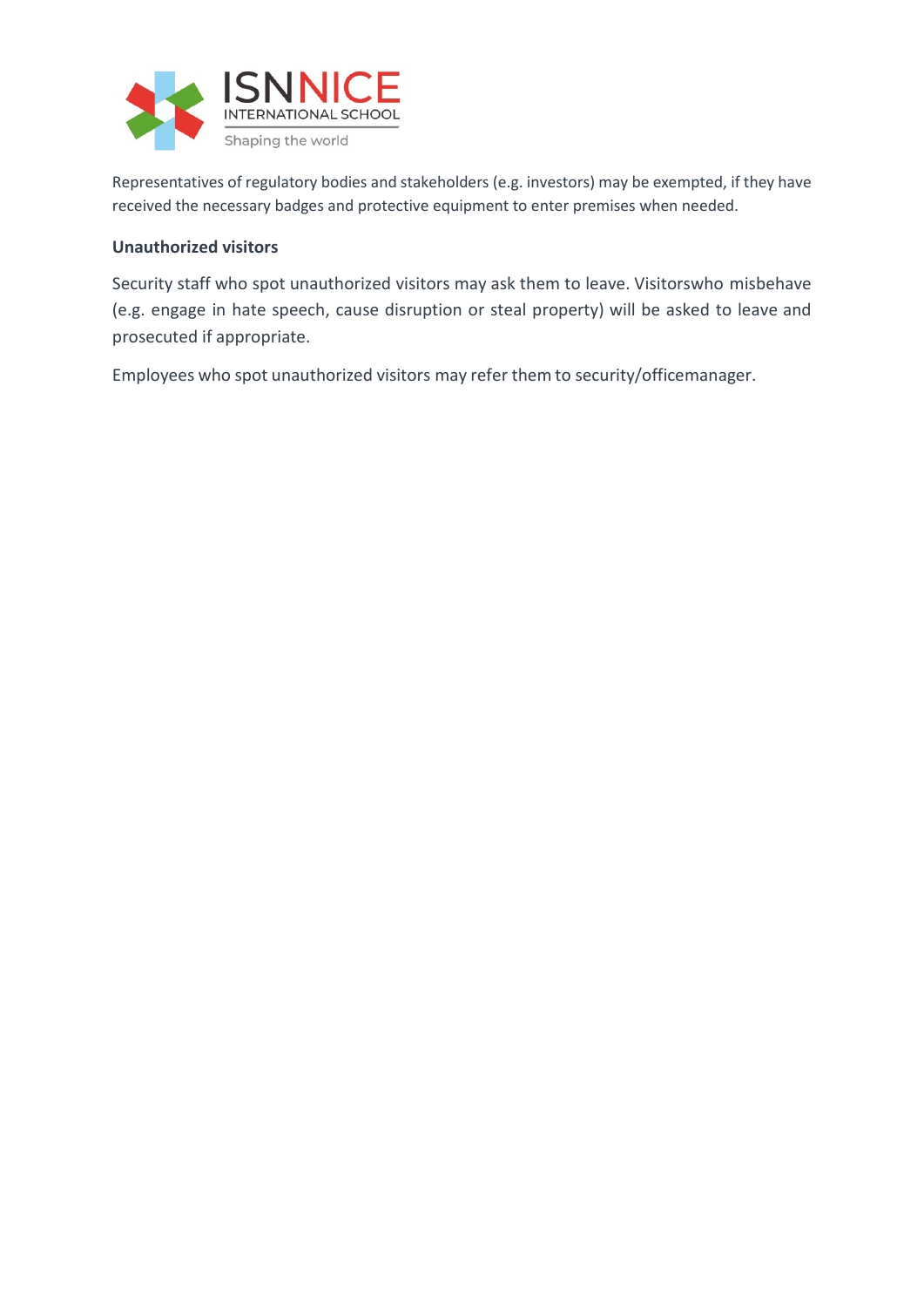Representatives of regulatory bodies and stakeholders (e.g. investors) may be exempted, if they have received the necessary badges and protective equipment to enter premises when needed.

**Unauthorized visitors**

Security staff who spot unauthorized visitors may ask them to leave. Visitorswho misbehave (e.g. engage in hate speech, cause disruption or steal property) will be asked to leave and prosecuted if appropriate.

Employees who spot unauthorized visitors may refer them to security/officemanager.